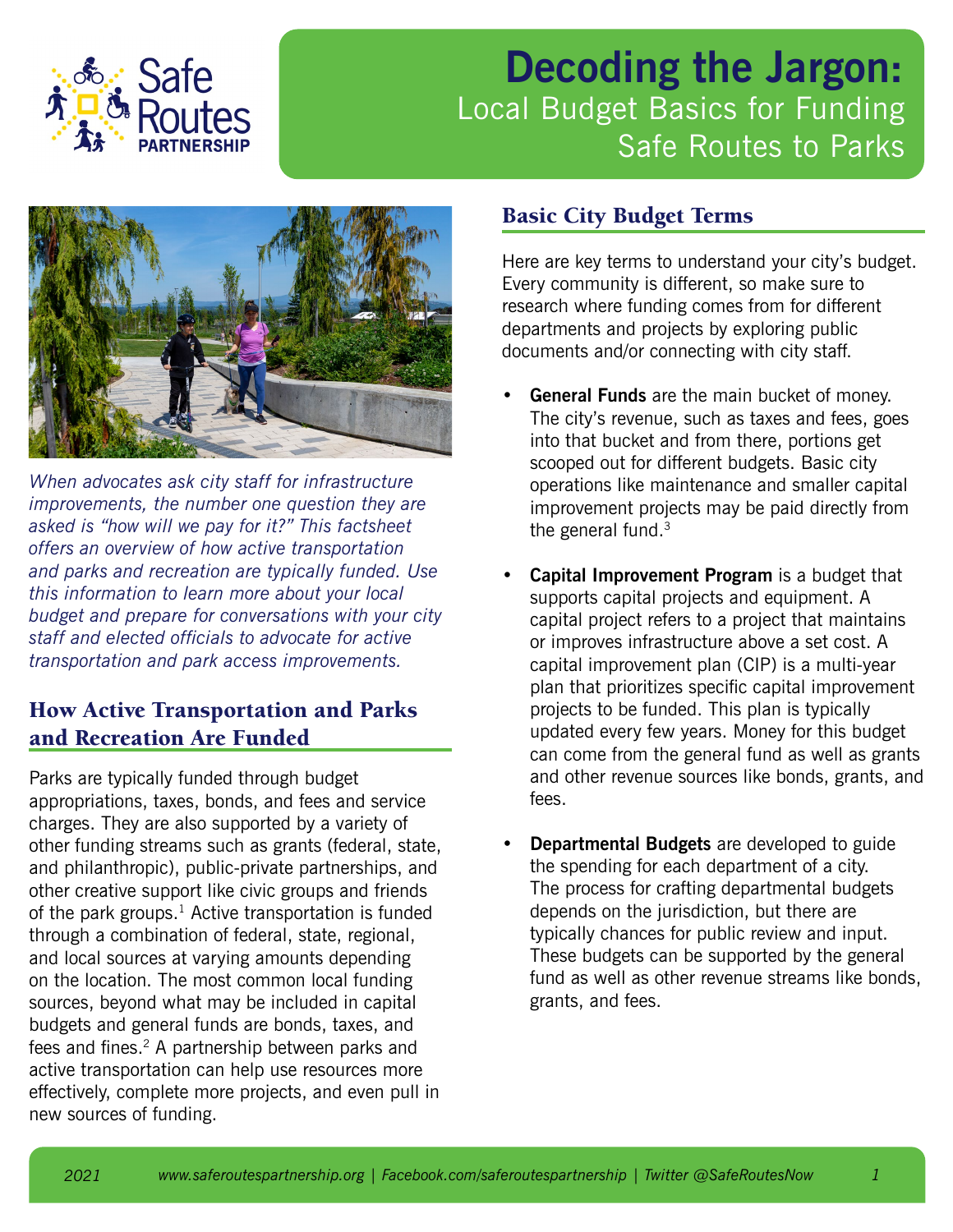# Decoding the Jargon:
## Local Budget Basics for Funding Safe Routes to Parks

*When advocates ask city staff for infrastructure improvements, the number one question they are asked is "how will we pay for it?" This factsheet offers an overview of how active transportation and parks and recreation are typically funded. Use this information to learn more about your local budget and prepare for conversations with your city staff and elected officials to advocate for active transportation and park access improvements.*

## How Active Transportation and Parks and Recreation Are Funded

Parks are typically funded through budget appropriations, taxes, bonds, and fees and service charges. They are also supported by a variety of other funding streams such as grants (federal, state, and philanthropic), public-private partnerships, and other creative support like civic groups and friends of the park groups.[1] Active transportation is funded through a combination of federal, state, regional, and local sources at varying amounts depending on the location. The most common local funding sources, beyond what may be included in capital budgets and general funds are bonds, taxes, and fees and fines.[2] A partnership between parks and active transportation can help use resources more effectively, complete more projects, and even pull in new sources of funding.

## Basic City Budget Terms

Here are key terms to understand your city's budget. Every community is different, so make sure to research where funding comes from for different departments and projects by exploring public documents and/or connecting with city staff.

- **General Funds** are the main bucket of money. The city's revenue, such as taxes and fees, goes into that bucket and from there, portions get scooped out for different budgets. Basic city operations like maintenance and smaller capital improvement projects may be paid directly from the general fund.[3]

- **Capital Improvement Program** is a budget that supports capital projects and equipment. A capital project refers to a project that maintains or improves infrastructure above a set cost. A capital improvement plan (CIP) is a multi-year plan that prioritizes specific capital improvement projects to be funded. This plan is typically updated every few years. Money for this budget can come from the general fund as well as grants and other revenue sources like bonds, grants, and fees.

- **Departmental Budgets** are developed to guide the spending for each department of a city. The process for crafting departmental budgets depends on the jurisdiction, but there are typically chances for public review and input. These budgets can be supported by the general fund as well as other revenue streams like bonds, grants, and fees.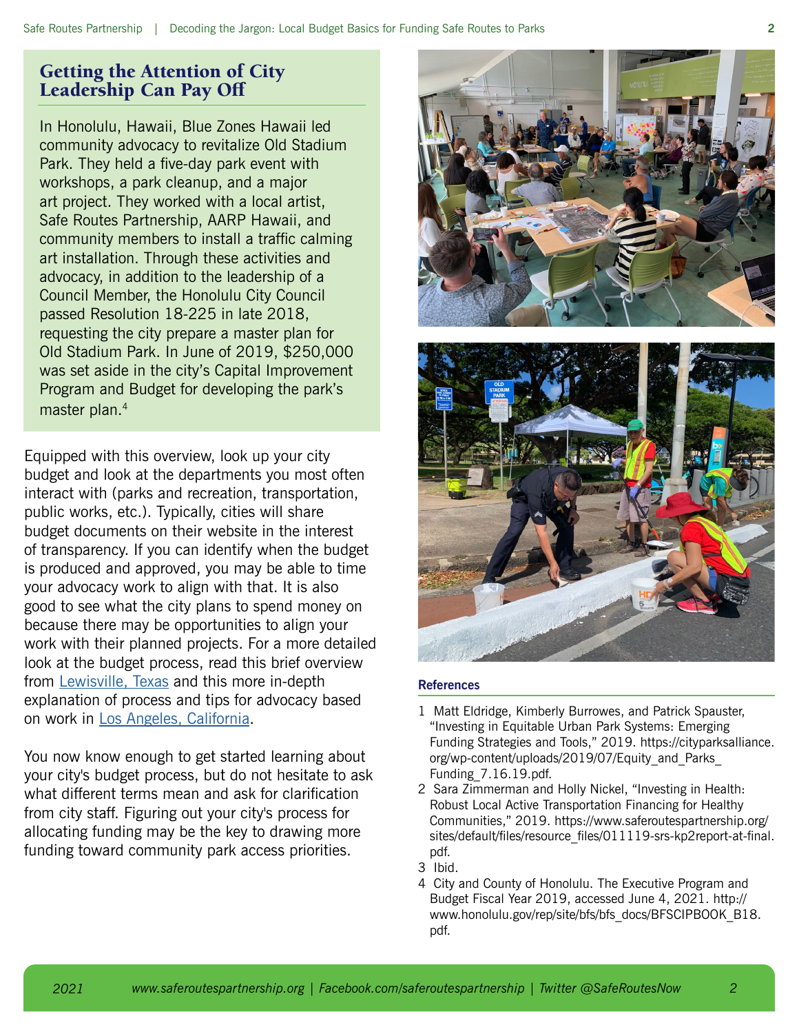## Getting the Attention of City Leadership Can Pay Off

In Honolulu, Hawaii, Blue Zones Hawaii led community advocacy to revitalize Old Stadium Park. They held a five-day park event with workshops, a park cleanup, and a major art project. They worked with a local artist, Safe Routes Partnership, AARP Hawaii, and community members to install a traffic calming art installation. Through these activities and advocacy, in addition to the leadership of a Council Member, the Honolulu City Council passed Resolution 18-225 in late 2018, requesting the city prepare a master plan for Old Stadium Park. In June of 2019, $250,000 was set aside in the city's Capital Improvement Program and Budget for developing the park's master plan.[4]

Equipped with this overview, look up your city budget and look at the departments you most often interact with (parks and recreation, transportation, public works, etc.). Typically, cities will share budget documents on their website in the interest of transparency. If you can identify when the budget is produced and approved, you may be able to time your advocacy work to align with that. It is also good to see what the city plans to spend money on because there may be opportunities to align your work with their planned projects. For a more detailed look at the budget process, read this brief overview from Lewisville, Texas and this more in-depth explanation of process and tips for advocacy based on work in Los Angeles, California.

You now know enough to get started learning about your city's budget process, but do not hesitate to ask what different terms mean and ask for clarification from city staff. Figuring out your city's process for allocating funding may be the key to drawing more funding toward community park access priorities.

### References

1. Matt Eldridge, Kimberly Burrowes, and Patrick Spauster, "Investing in Equitable Urban Park Systems: Emerging Funding Strategies and Tools," 2019. https://cityparksalliance.org/wp-content/uploads/2019/07/Equity_and_Parks_Funding_7.16.19.pdf.
2. Sara Zimmerman and Holly Nickel, "Investing in Health: Robust Local Active Transportation Financing for Healthy Communities," 2019. https://www.saferoutespartnership.org/sites/default/files/resource_files/011119-srs-kp2report-at-final.pdf.
3. Ibid.
4. City and County of Honolulu. The Executive Program and Budget Fiscal Year 2019, accessed June 4, 2021. http://www.honolulu.gov/rep/site/bfs/bfs_docs/BFSCIPBOOK_B18.pdf.